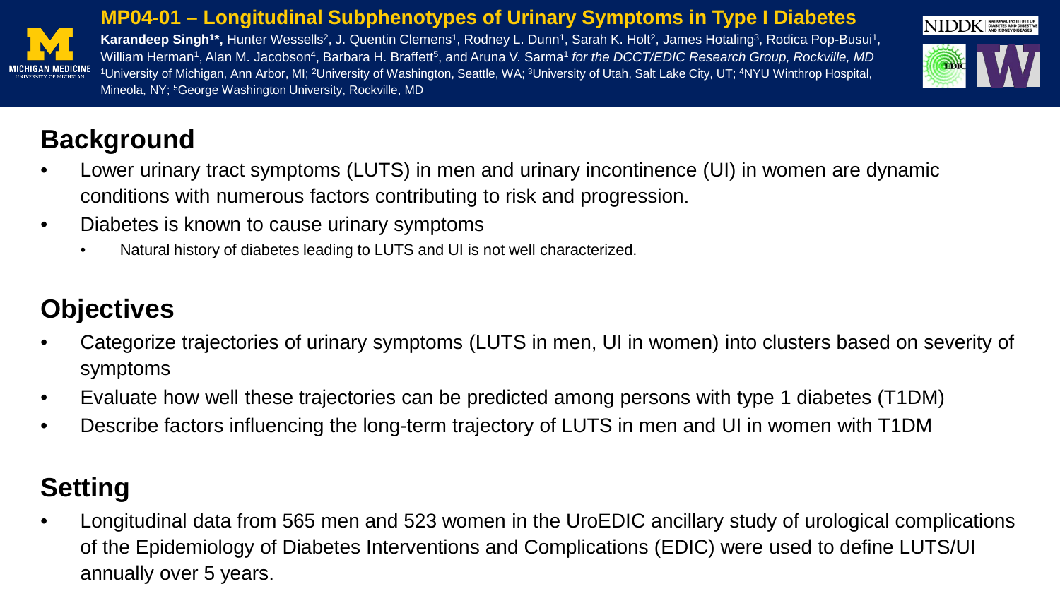# MP04-01 – Longitudinal Subphenotypes of Urinary Symptoms in Type I Diabetes

**Karandeep Singh[1]\*,** Hunter Wessells[2], J. Quentin Clemens[1], Rodney L. Dunn[1], Sarah K. Holt[2], James Hotaling[3], Rodica Pop-Busui[1], William Herman[1], Alan M. Jacobson[4], Barbara H. Braffett[5], and Aruna V. Sarma[1] *for the DCCT/EDIC Research Group, Rockville, MD*

[1]University of Michigan, Ann Arbor, MI; [2]University of Washington, Seattle, WA; [3]University of Utah, Salt Lake City, UT; [4]NYU Winthrop Hospital, Mineola, NY; [5]George Washington University, Rockville, MD

## Background

- Lower urinary tract symptoms (LUTS) in men and urinary incontinence (UI) in women are dynamic conditions with numerous factors contributing to risk and progression.
- Diabetes is known to cause urinary symptoms
  - Natural history of diabetes leading to LUTS and UI is not well characterized.

## Objectives

- Categorize trajectories of urinary symptoms (LUTS in men, UI in women) into clusters based on severity of symptoms
- Evaluate how well these trajectories can be predicted among persons with type 1 diabetes (T1DM)
- Describe factors influencing the long-term trajectory of LUTS in men and UI in women with T1DM

## Setting

- Longitudinal data from 565 men and 523 women in the UroEDIC ancillary study of urological complications of the Epidemiology of Diabetes Interventions and Complications (EDIC) were used to define LUTS/UI annually over 5 years.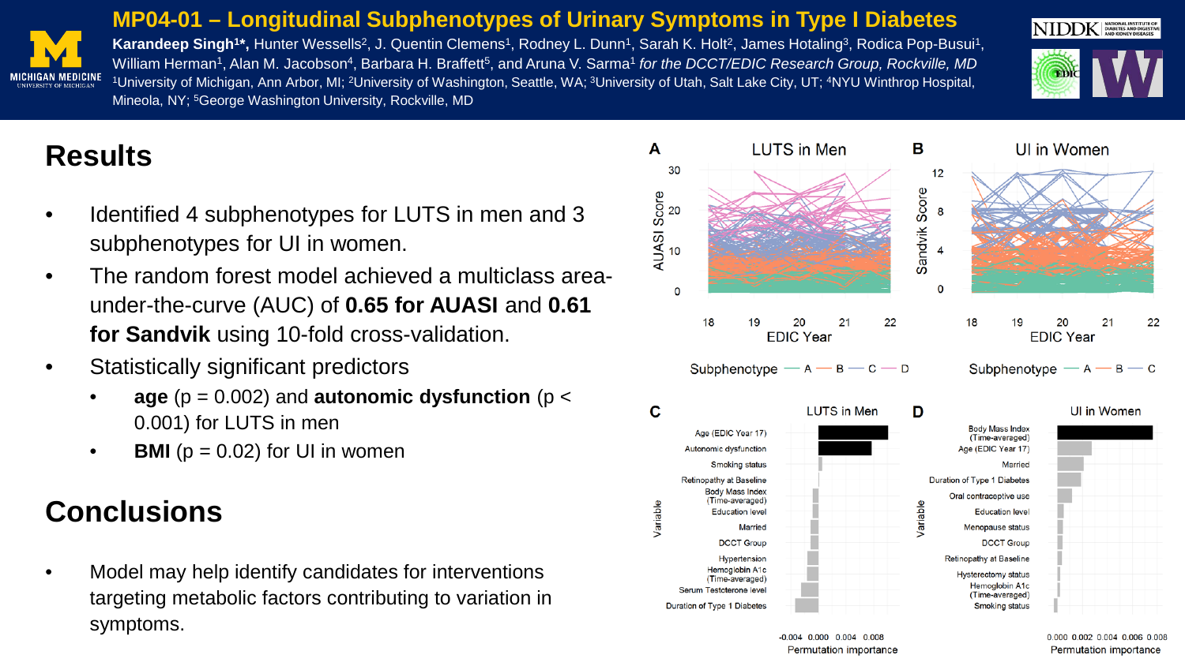# MP04-01 – Longitudinal Subphenotypes of Urinary Symptoms in Type I Diabetes

**Karandeep Singh[1]\*,** Hunter Wessells[2], J. Quentin Clemens[1], Rodney L. Dunn[1], Sarah K. Holt[2], James Hotaling[3], Rodica Pop-Busui[1], William Herman[1], Alan M. Jacobson[4], Barbara H. Braffett[5], and Aruna V. Sarma[1] *for the DCCT/EDIC Research Group, Rockville, MD*

[1]University of Michigan, Ann Arbor, MI; [2]University of Washington, Seattle, WA; [3]University of Utah, Salt Lake City, UT; [4]NYU Winthrop Hospital, Mineola, NY; [5]George Washington University, Rockville, MD

## Results

- Identified 4 subphenotypes for LUTS in men and 3 subphenotypes for UI in women.
- The random forest model achieved a multiclass area-under-the-curve (AUC) of **0.65 for AUASI** and **0.61 for Sandvik** using 10-fold cross-validation.
- Statistically significant predictors
  - **age** ($p = 0.002$) and **autonomic dysfunction** ($p < 0.001$) for LUTS in men
  - **BMI** ($p = 0.02$) for UI in women

## Conclusions

- Model may help identify candidates for interventions targeting metabolic factors contributing to variation in symptoms.

A
LUTS in Men
AUASI Score
0
10
20
30
18 19 20 21 22
EDIC Year
Subphenotype — A — B — C — D

B
UI in Women
Sandvik Score
0
4
8
12
18 19 20 21 22
EDIC Year
Subphenotype — A — B — C

C
LUTS in Men
Variable
Age (EDIC Year 17)
Autonomic dysfunction
Smoking status
Retinopathy at Baseline
Body Mass Index (Time-averaged)
Education level
Married
DCCT Group
Hypertension
Hemoglobin A1c (Time-averaged)
Serum Testcterone level
Duration of Type 1 Diabetes
-0.004 0.000 0.004 0.008
Permutation importance

D
UI in Women
Variable
Body Mass Index (Time-averaged)
Age (EDIC Year 17)
Married
Duration of Type 1 Diabetes
Oral contraceptive use
Education level
Menopause status
DCCT Group
Retinopathy at Baseline
Hysterectomy status
Hemoglobin A1c (Time-averaged)
Smoking status
0.000 0.002 0.004 0.006 0.008
Permutation importance